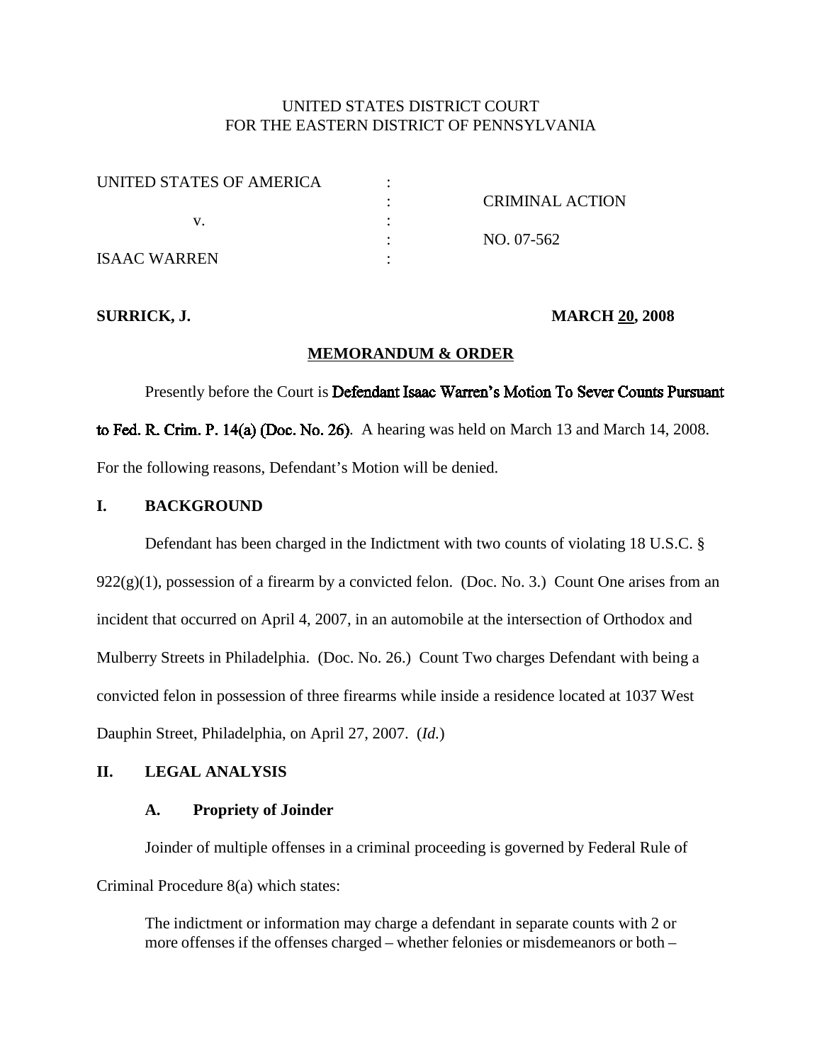UNITED STATES DISTRICT COURT
FOR THE EASTERN DISTRICT OF PENNSYLVANIA

| | | |
|---|---|---|
| UNITED STATES OF AMERICA | : | |
| | : | CRIMINAL ACTION |
| v. | : | |
| | : | NO. 07-562 |
| ISAAC WARREN | : | |

**SURRICK, J.** **MARCH 20, 2008**

**MEMORANDUM & ORDER**

Presently before the Court is Defendant Isaac Warren's Motion To Sever Counts Pursuant to Fed. R. Crim. P. 14(a) (Doc. No. 26). A hearing was held on March 13 and March 14, 2008. For the following reasons, Defendant's Motion will be denied.

## I. BACKGROUND

Defendant has been charged in the Indictment with two counts of violating 18 U.S.C. § 922(g)(1), possession of a firearm by a convicted felon. (Doc. No. 3.) Count One arises from an incident that occurred on April 4, 2007, in an automobile at the intersection of Orthodox and Mulberry Streets in Philadelphia. (Doc. No. 26.) Count Two charges Defendant with being a convicted felon in possession of three firearms while inside a residence located at 1037 West Dauphin Street, Philadelphia, on April 27, 2007. (*Id.*)

## II. LEGAL ANALYSIS

### A. Propriety of Joinder

Joinder of multiple offenses in a criminal proceeding is governed by Federal Rule of Criminal Procedure 8(a) which states:

> The indictment or information may charge a defendant in separate counts with 2 or more offenses if the offenses charged – whether felonies or misdemeanors or both –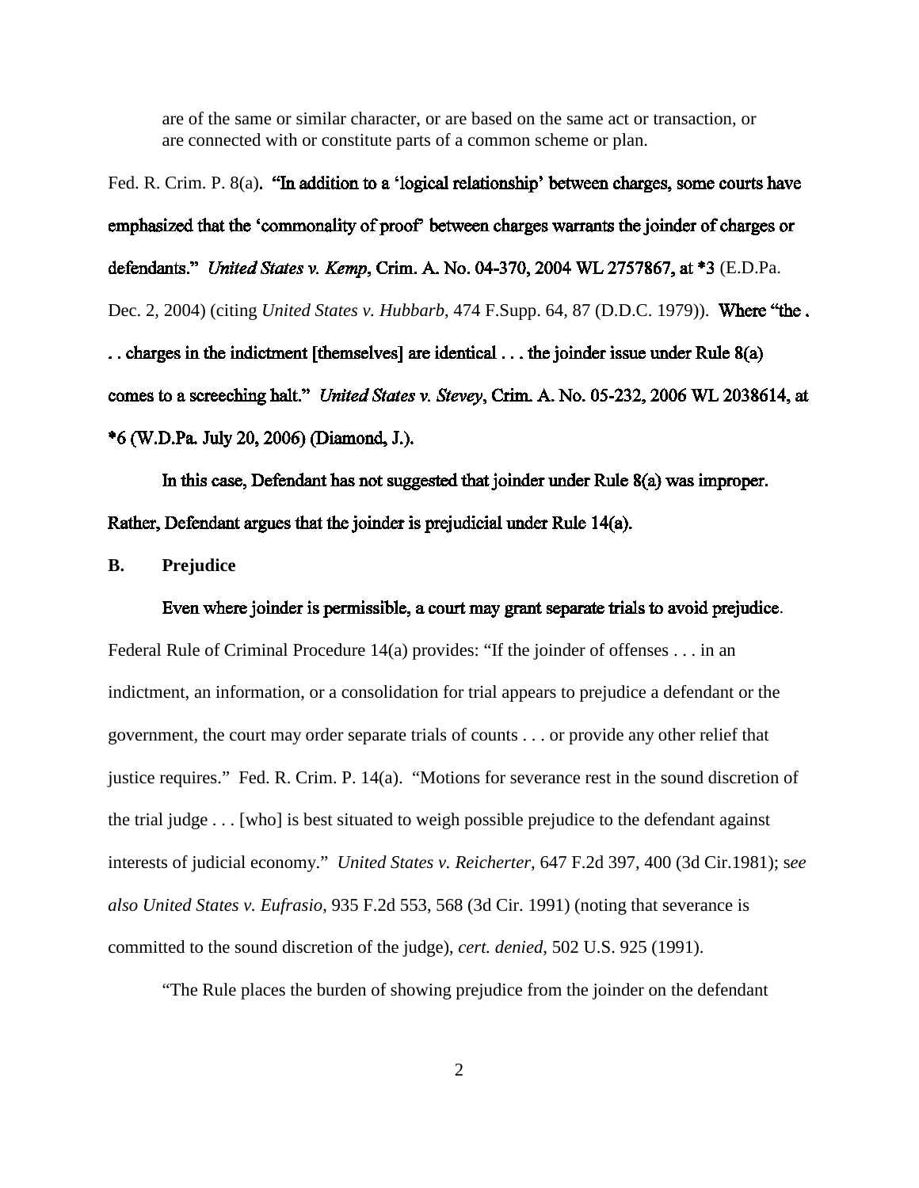> are of the same or similar character, or are based on the same act or transaction, or are connected with or constitute parts of a common scheme or plan.

Fed. R. Crim. P. 8(a). "In addition to a 'logical relationship' between charges, some courts have emphasized that the 'commonality of proof' between charges warrants the joinder of charges or defendants." *United States v. Kemp*, Crim. A. No. 04-370, 2004 WL 2757867, at *3 (E.D.Pa. Dec. 2, 2004) (citing *United States v. Hubbarb*, 474 F.Supp. 64, 87 (D.D.C. 1979)). Where "the . . . charges in the indictment [themselves] are identical . . . the joinder issue under Rule 8(a) comes to a screeching halt." *United States v. Stevey*, Crim. A. No. 05-232, 2006 WL 2038614, at *6 (W.D.Pa. July 20, 2006) (Diamond, J.).

In this case, Defendant has not suggested that joinder under Rule 8(a) was improper. Rather, Defendant argues that the joinder is prejudicial under Rule 14(a).

**B. Prejudice**

Even where joinder is permissible, a court may grant separate trials to avoid prejudice. Federal Rule of Criminal Procedure 14(a) provides: "If the joinder of offenses . . . in an indictment, an information, or a consolidation for trial appears to prejudice a defendant or the government, the court may order separate trials of counts . . . or provide any other relief that justice requires." Fed. R. Crim. P. 14(a). "Motions for severance rest in the sound discretion of the trial judge . . . [who] is best situated to weigh possible prejudice to the defendant against interests of judicial economy." *United States v. Reicherter*, 647 F.2d 397, 400 (3d Cir.1981); *see also United States v. Eufrasio*, 935 F.2d 553, 568 (3d Cir. 1991) (noting that severance is committed to the sound discretion of the judge), *cert. denied*, 502 U.S. 925 (1991).

"The Rule places the burden of showing prejudice from the joinder on the defendant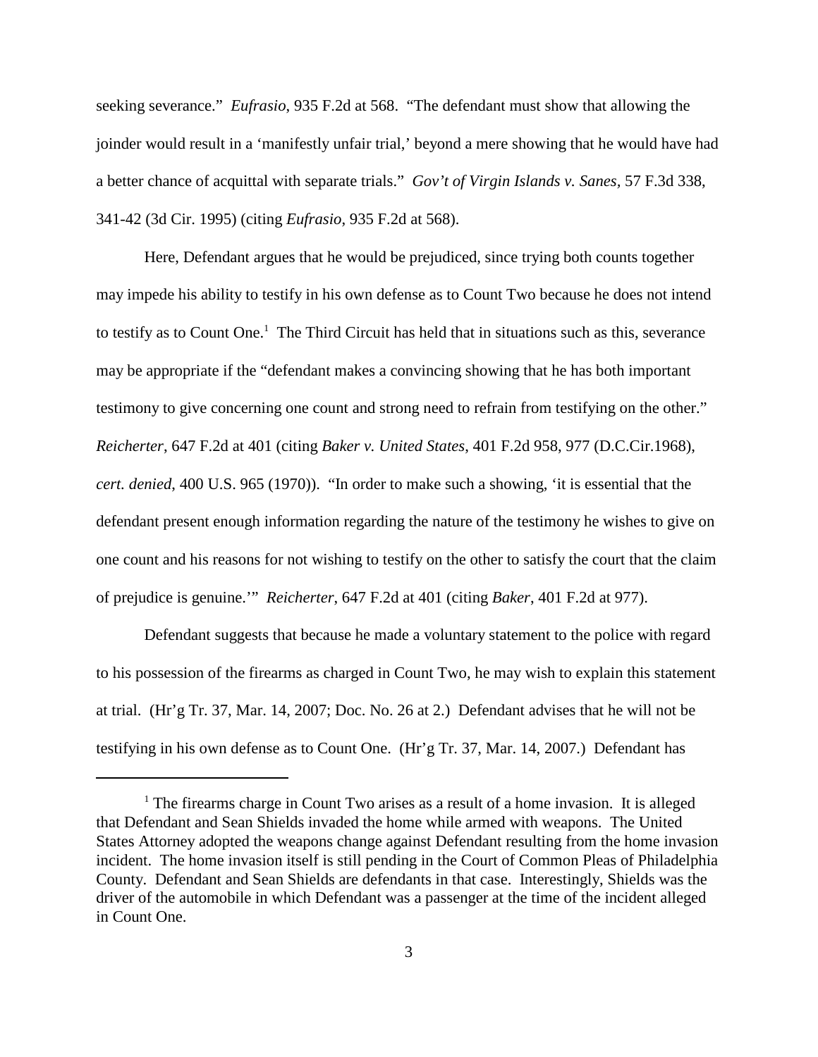seeking severance." *Eufrasio*, 935 F.2d at 568. "The defendant must show that allowing the joinder would result in a 'manifestly unfair trial,' beyond a mere showing that he would have had a better chance of acquittal with separate trials." *Gov't of Virgin Islands v. Sanes*, 57 F.3d 338, 341-42 (3d Cir. 1995) (citing *Eufrasio*, 935 F.2d at 568).

Here, Defendant argues that he would be prejudiced, since trying both counts together may impede his ability to testify in his own defense as to Count Two because he does not intend to testify as to Count One.[1] The Third Circuit has held that in situations such as this, severance may be appropriate if the "defendant makes a convincing showing that he has both important testimony to give concerning one count and strong need to refrain from testifying on the other." *Reicherter*, 647 F.2d at 401 (citing *Baker v. United States*, 401 F.2d 958, 977 (D.C.Cir.1968), *cert. denied*, 400 U.S. 965 (1970)). "In order to make such a showing, 'it is essential that the defendant present enough information regarding the nature of the testimony he wishes to give on one count and his reasons for not wishing to testify on the other to satisfy the court that the claim of prejudice is genuine.'" *Reicherter*, 647 F.2d at 401 (citing *Baker*, 401 F.2d at 977).

Defendant suggests that because he made a voluntary statement to the police with regard to his possession of the firearms as charged in Count Two, he may wish to explain this statement at trial. (Hr'g Tr. 37, Mar. 14, 2007; Doc. No. 26 at 2.) Defendant advises that he will not be testifying in his own defense as to Count One. (Hr'g Tr. 37, Mar. 14, 2007.) Defendant has

---

[1] The firearms charge in Count Two arises as a result of a home invasion. It is alleged that Defendant and Sean Shields invaded the home while armed with weapons. The United States Attorney adopted the weapons change against Defendant resulting from the home invasion incident. The home invasion itself is still pending in the Court of Common Pleas of Philadelphia County. Defendant and Sean Shields are defendants in that case. Interestingly, Shields was the driver of the automobile in which Defendant was a passenger at the time of the incident alleged in Count One.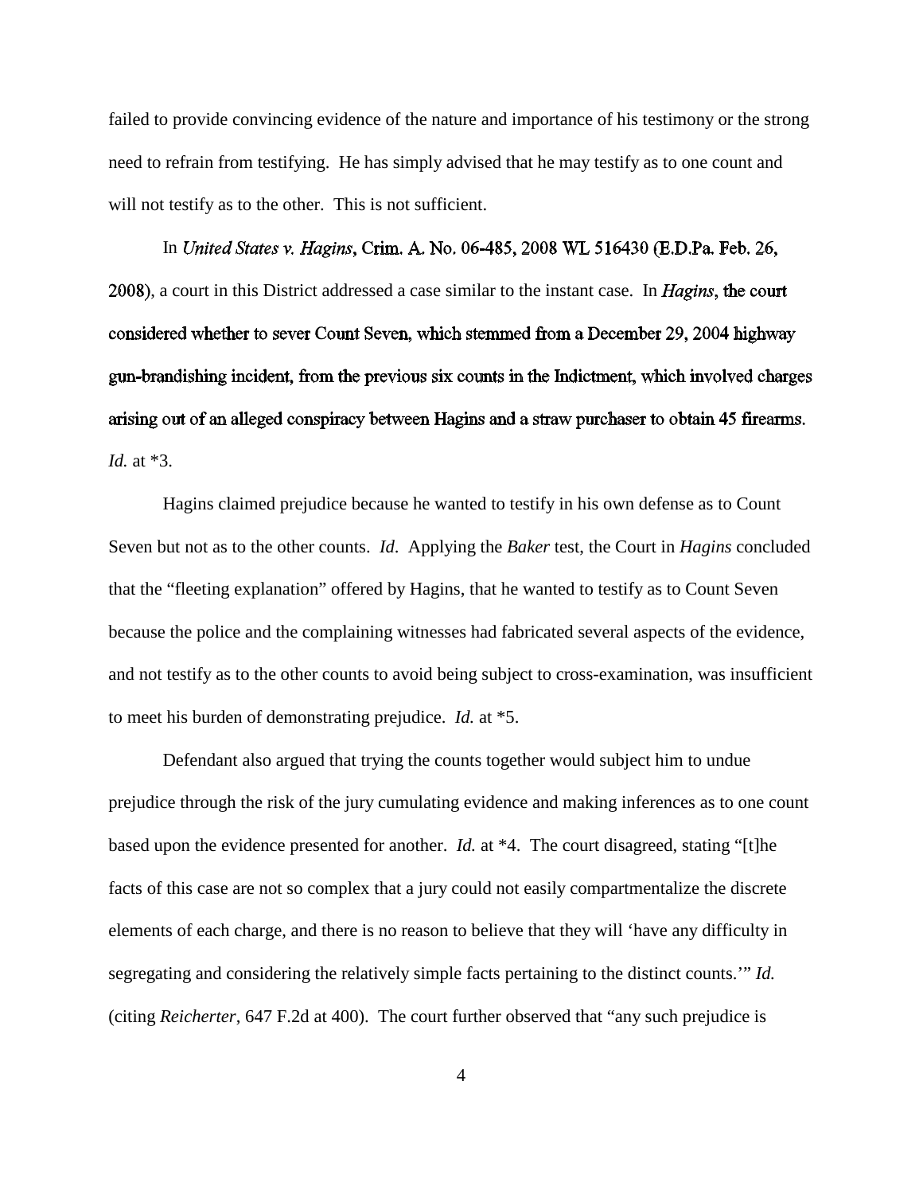failed to provide convincing evidence of the nature and importance of his testimony or the strong need to refrain from testifying. He has simply advised that he may testify as to one count and will not testify as to the other. This is not sufficient.

In *United States v. Hagins*, Crim. A. No. 06-485, 2008 WL 516430 (E.D.Pa. Feb. 26, 2008), a court in this District addressed a case similar to the instant case. In *Hagins*, the court considered whether to sever Count Seven, which stemmed from a December 29, 2004 highway gun-brandishing incident, from the previous six counts in the Indictment, which involved charges arising out of an alleged conspiracy between Hagins and a straw purchaser to obtain 45 firearms. *Id.* at *3.

Hagins claimed prejudice because he wanted to testify in his own defense as to Count Seven but not as to the other counts. *Id*. Applying the *Baker* test, the Court in *Hagins* concluded that the "fleeting explanation" offered by Hagins, that he wanted to testify as to Count Seven because the police and the complaining witnesses had fabricated several aspects of the evidence, and not testify as to the other counts to avoid being subject to cross-examination, was insufficient to meet his burden of demonstrating prejudice. *Id.* at *5.

Defendant also argued that trying the counts together would subject him to undue prejudice through the risk of the jury cumulating evidence and making inferences as to one count based upon the evidence presented for another. *Id.* at *4. The court disagreed, stating "[t]he facts of this case are not so complex that a jury could not easily compartmentalize the discrete elements of each charge, and there is no reason to believe that they will 'have any difficulty in segregating and considering the relatively simple facts pertaining to the distinct counts.'" *Id.* (citing *Reicherter*, 647 F.2d at 400). The court further observed that "any such prejudice is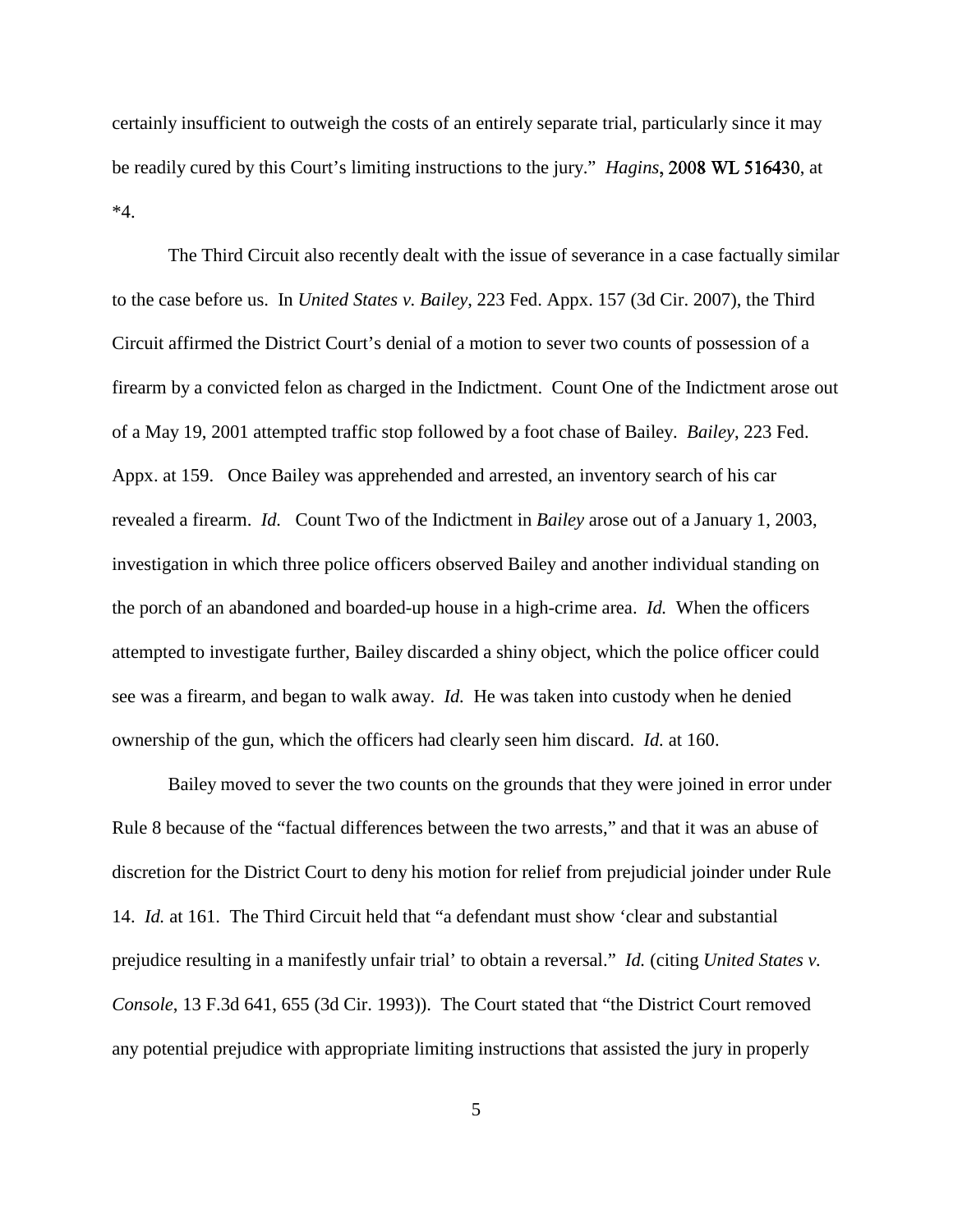certainly insufficient to outweigh the costs of an entirely separate trial, particularly since it may be readily cured by this Court's limiting instructions to the jury." *Hagins*, 2008 WL 516430, at *4.

The Third Circuit also recently dealt with the issue of severance in a case factually similar to the case before us. In *United States v. Bailey*, 223 Fed. Appx. 157 (3d Cir. 2007), the Third Circuit affirmed the District Court's denial of a motion to sever two counts of possession of a firearm by a convicted felon as charged in the Indictment. Count One of the Indictment arose out of a May 19, 2001 attempted traffic stop followed by a foot chase of Bailey. *Bailey*, 223 Fed. Appx. at 159. Once Bailey was apprehended and arrested, an inventory search of his car revealed a firearm. *Id.* Count Two of the Indictment in *Bailey* arose out of a January 1, 2003, investigation in which three police officers observed Bailey and another individual standing on the porch of an abandoned and boarded-up house in a high-crime area. *Id.* When the officers attempted to investigate further, Bailey discarded a shiny object, which the police officer could see was a firearm, and began to walk away. *Id.* He was taken into custody when he denied ownership of the gun, which the officers had clearly seen him discard. *Id.* at 160.

Bailey moved to sever the two counts on the grounds that they were joined in error under Rule 8 because of the "factual differences between the two arrests," and that it was an abuse of discretion for the District Court to deny his motion for relief from prejudicial joinder under Rule 14. *Id.* at 161. The Third Circuit held that "a defendant must show 'clear and substantial prejudice resulting in a manifestly unfair trial' to obtain a reversal." *Id.* (citing *United States v. Console*, 13 F.3d 641, 655 (3d Cir. 1993)). The Court stated that "the District Court removed any potential prejudice with appropriate limiting instructions that assisted the jury in properly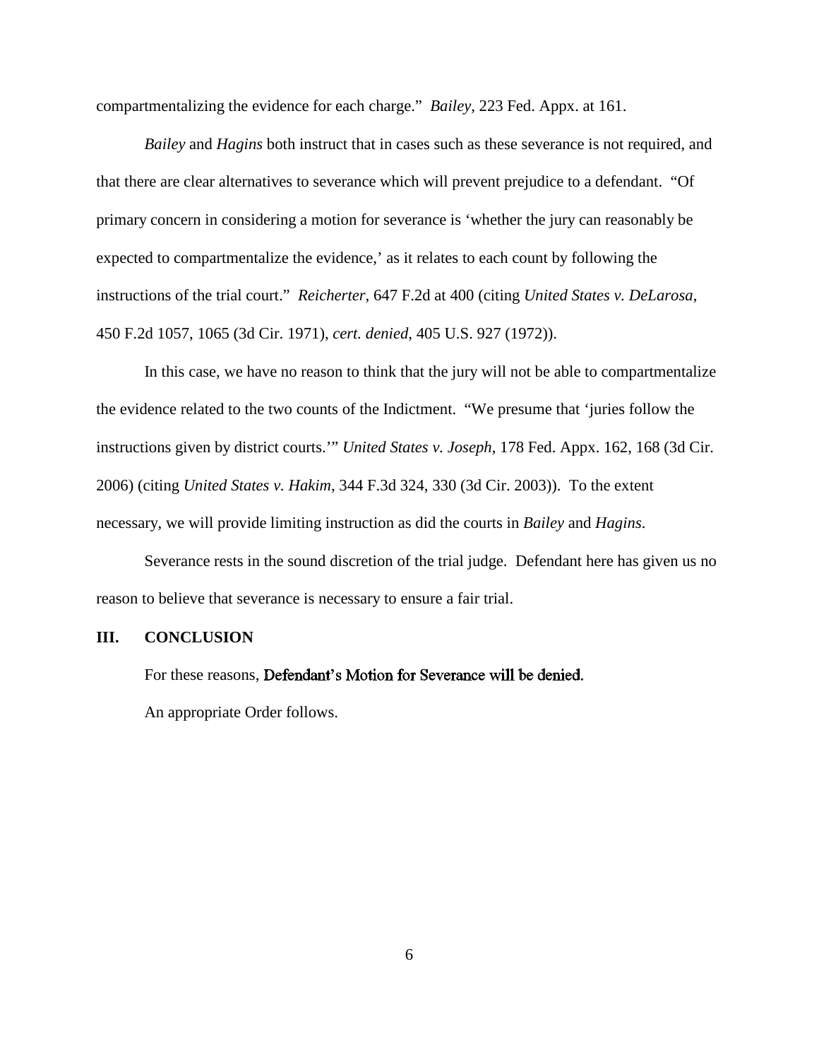compartmentalizing the evidence for each charge." *Bailey*, 223 Fed. Appx. at 161.

*Bailey* and *Hagins* both instruct that in cases such as these severance is not required, and that there are clear alternatives to severance which will prevent prejudice to a defendant. "Of primary concern in considering a motion for severance is 'whether the jury can reasonably be expected to compartmentalize the evidence,' as it relates to each count by following the instructions of the trial court." *Reicherter*, 647 F.2d at 400 (citing *United States v. DeLarosa*, 450 F.2d 1057, 1065 (3d Cir. 1971), *cert. denied*, 405 U.S. 927 (1972)).

In this case, we have no reason to think that the jury will not be able to compartmentalize the evidence related to the two counts of the Indictment. "We presume that 'juries follow the instructions given by district courts.'" *United States v. Joseph*, 178 Fed. Appx. 162, 168 (3d Cir. 2006) (citing *United States v. Hakim*, 344 F.3d 324, 330 (3d Cir. 2003)). To the extent necessary, we will provide limiting instruction as did the courts in *Bailey* and *Hagins*.

Severance rests in the sound discretion of the trial judge. Defendant here has given us no reason to believe that severance is necessary to ensure a fair trial.

## III. CONCLUSION

For these reasons, Defendant's Motion for Severance will be denied.

An appropriate Order follows.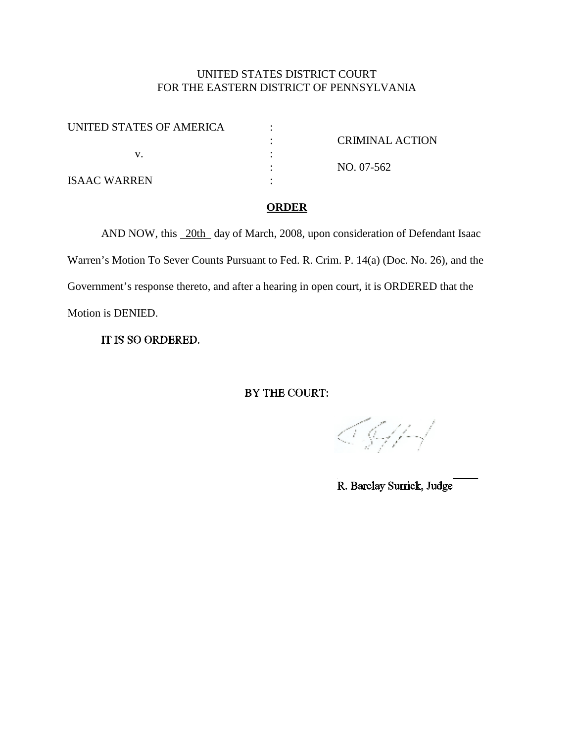UNITED STATES DISTRICT COURT
FOR THE EASTERN DISTRICT OF PENNSYLVANIA

| | | |
|---|---|---|
| UNITED STATES OF AMERICA | : | |
| | : | CRIMINAL ACTION |
| v. | : | |
| | : | NO. 07-562 |
| ISAAC WARREN | : | |

**ORDER**

AND NOW, this 20th day of March, 2008, upon consideration of Defendant Isaac Warren's Motion To Sever Counts Pursuant to Fed. R. Crim. P. 14(a) (Doc. No. 26), and the Government's response thereto, and after a hearing in open court, it is ORDERED that the Motion is DENIED.

IT IS SO ORDERED.

BY THE COURT:

R. Barclay Surrick, Judge